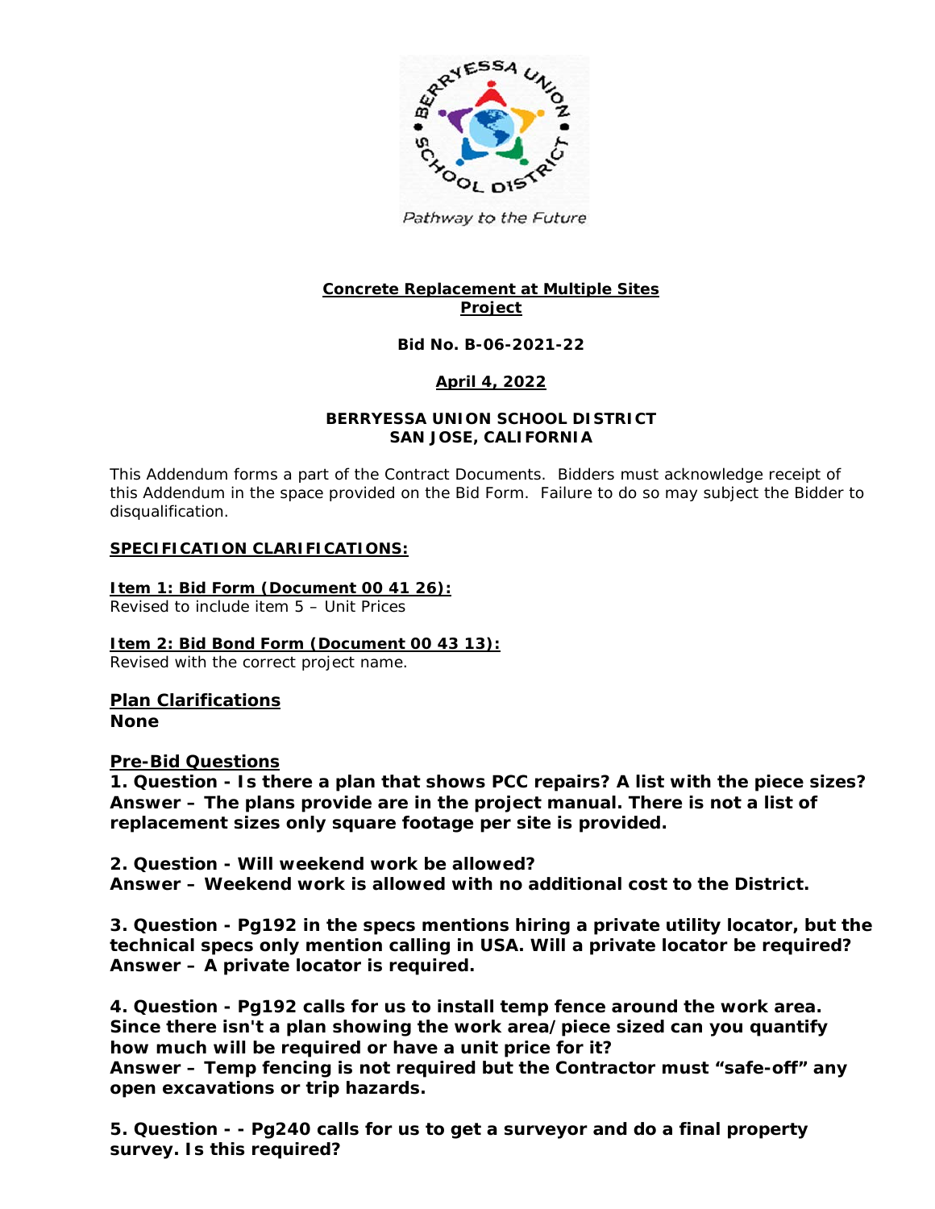Pathway to the Future

## Concrete Replacement at Multiple Sites Project

**Bid No. B-06-2021-22**

**April 4, 2022**

**BERRYESSA UNION SCHOOL DISTRICT**
**SAN JOSE, CALIFORNIA**

This Addendum forms a part of the Contract Documents. Bidders must acknowledge receipt of this Addendum in the space provided on the Bid Form. Failure to do so may subject the Bidder to disqualification.

### SPECIFICATION CLARIFICATIONS:

**Item 1: Bid Form (Document 00 41 26):**
Revised to include item 5 – Unit Prices

**Item 2: Bid Bond Form (Document 00 43 13):**
Revised with the correct project name.

### Plan Clarifications

**None**

### Pre-Bid Questions

**1. Question - Is there a plan that shows PCC repairs? A list with the piece sizes?**
**Answer – The plans provide are in the project manual. There is not a list of replacement sizes only square footage per site is provided.**

**2. Question - Will weekend work be allowed?**
**Answer – Weekend work is allowed with no additional cost to the District.**

**3. Question - Pg192 in the specs mentions hiring a private utility locator, but the technical specs only mention calling in USA. Will a private locator be required?**
**Answer – A private locator is required.**

**4. Question - Pg192 calls for us to install temp fence around the work area. Since there isn't a plan showing the work area/piece sized can you quantify how much will be required or have a unit price for it?**
**Answer – Temp fencing is not required but the Contractor must "safe-off" any open excavations or trip hazards.**

**5. Question - - Pg240 calls for us to get a surveyor and do a final property survey. Is this required?**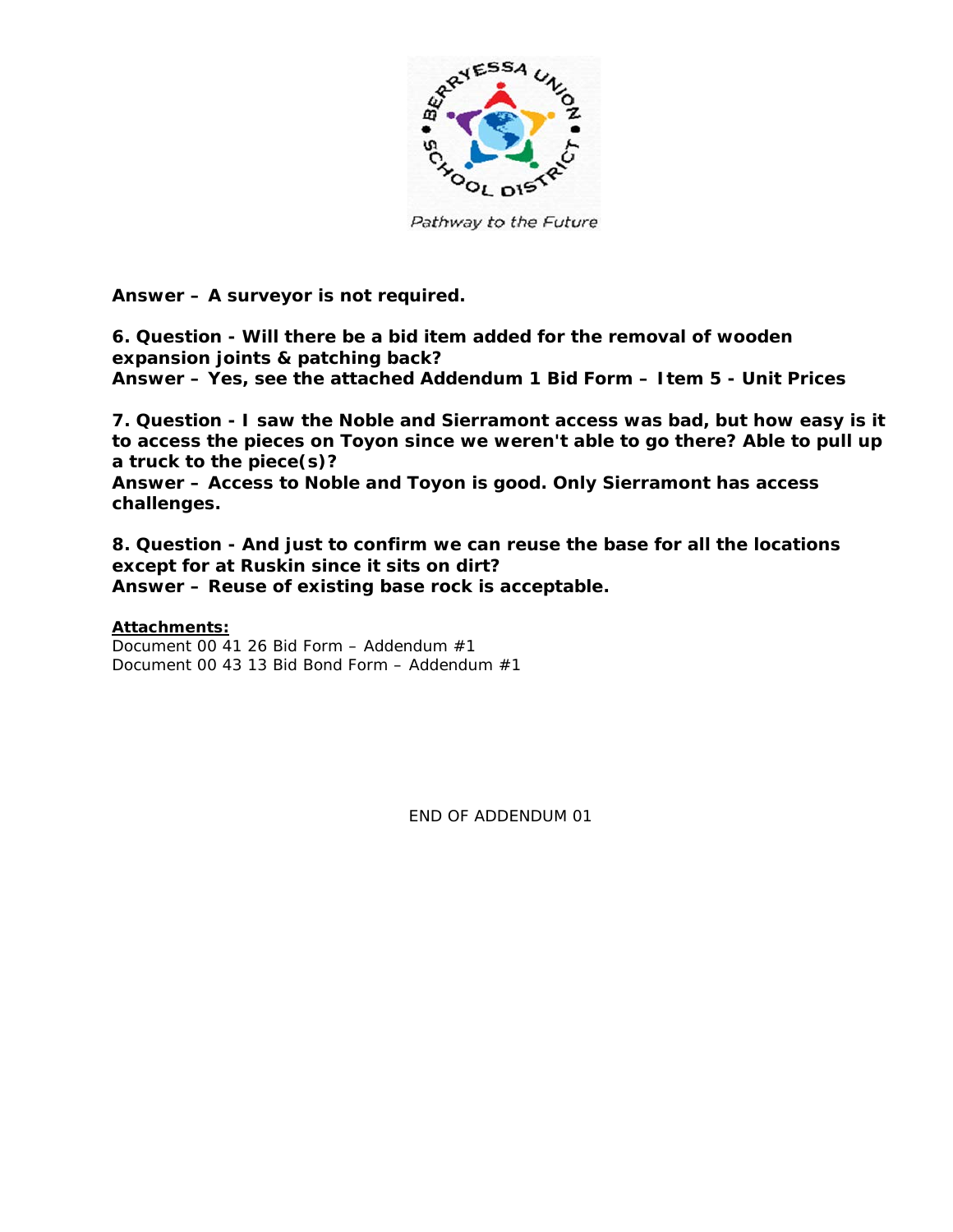**Answer – A surveyor is not required.**

**6. Question - Will there be a bid item added for the removal of wooden expansion joints & patching back?**
**Answer – Yes, see the attached Addendum 1 Bid Form – Item 5 - Unit Prices**

**7. Question - I saw the Noble and Sierramont access was bad, but how easy is it to access the pieces on Toyon since we weren't able to go there? Able to pull up a truck to the piece(s)?**
**Answer – Access to Noble and Toyon is good. Only Sierramont has access challenges.**

**8. Question - And just to confirm we can reuse the base for all the locations except for at Ruskin since it sits on dirt?**
**Answer – Reuse of existing base rock is acceptable.**

**Attachments:**
Document 00 41 26 Bid Form – Addendum #1
Document 00 43 13 Bid Bond Form – Addendum #1

END OF ADDENDUM 01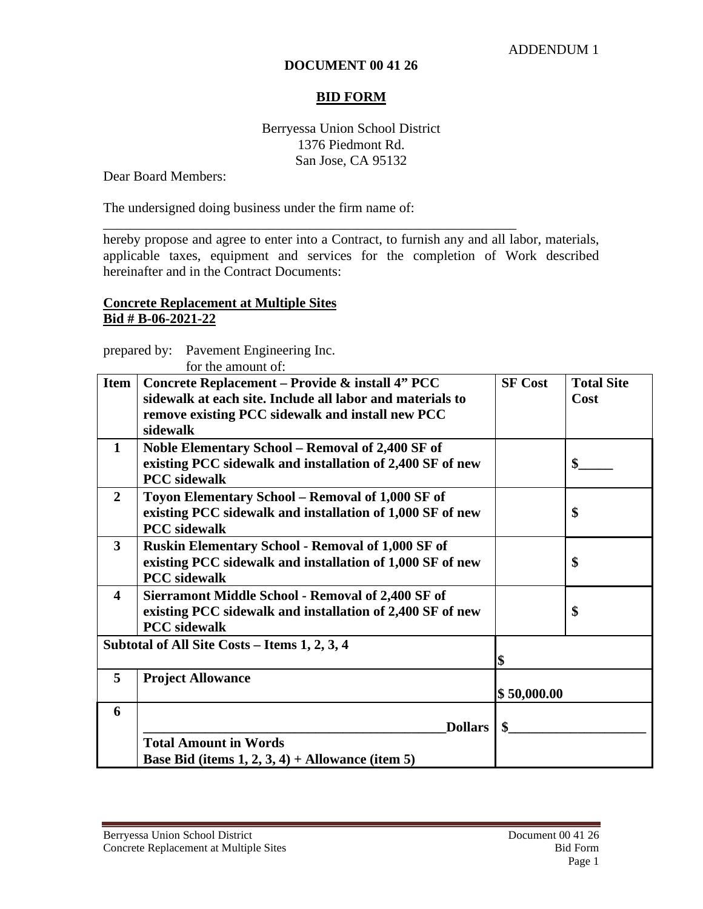ADDENDUM 1

**DOCUMENT 00 41 26**

## BID FORM

Berryessa Union School District
1376 Piedmont Rd.
San Jose, CA 95132

Dear Board Members:

The undersigned doing business under the firm name of:

______________________________________________________________

hereby propose and agree to enter into a Contract, to furnish any and all labor, materials, applicable taxes, equipment and services for the completion of Work described hereinafter and in the Contract Documents:

**Concrete Replacement at Multiple Sites**
**Bid # B-06-2021-22**

prepared by: Pavement Engineering Inc.
for the amount of:

| Item | Concrete Replacement – Provide & install 4" PCC sidewalk at each site. Include all labor and materials to remove existing PCC sidewalk and install new PCC sidewalk | SF Cost | Total Site Cost |
|---|---|---|---|
| 1 | Noble Elementary School – Removal of 2,400 SF of existing PCC sidewalk and installation of 2,400 SF of new PCC sidewalk | | $_____ |
| 2 | Toyon Elementary School – Removal of 1,000 SF of existing PCC sidewalk and installation of 1,000 SF of new PCC sidewalk | | $ |
| 3 | Ruskin Elementary School - Removal of 1,000 SF of existing PCC sidewalk and installation of 1,000 SF of new PCC sidewalk | | $ |
| 4 | Sierramont Middle School - Removal of 2,400 SF of existing PCC sidewalk and installation of 2,400 SF of new PCC sidewalk | | $ |
| Subtotal of All Site Costs – Items 1, 2, 3, 4 | | $ | |
| 5 | Project Allowance | $ 50,000.00 | |
| 6 | ____________________________________________Dollars<br>Total Amount in Words<br>Base Bid (items 1, 2, 3, 4) + Allowance (item 5) | $____________________ | |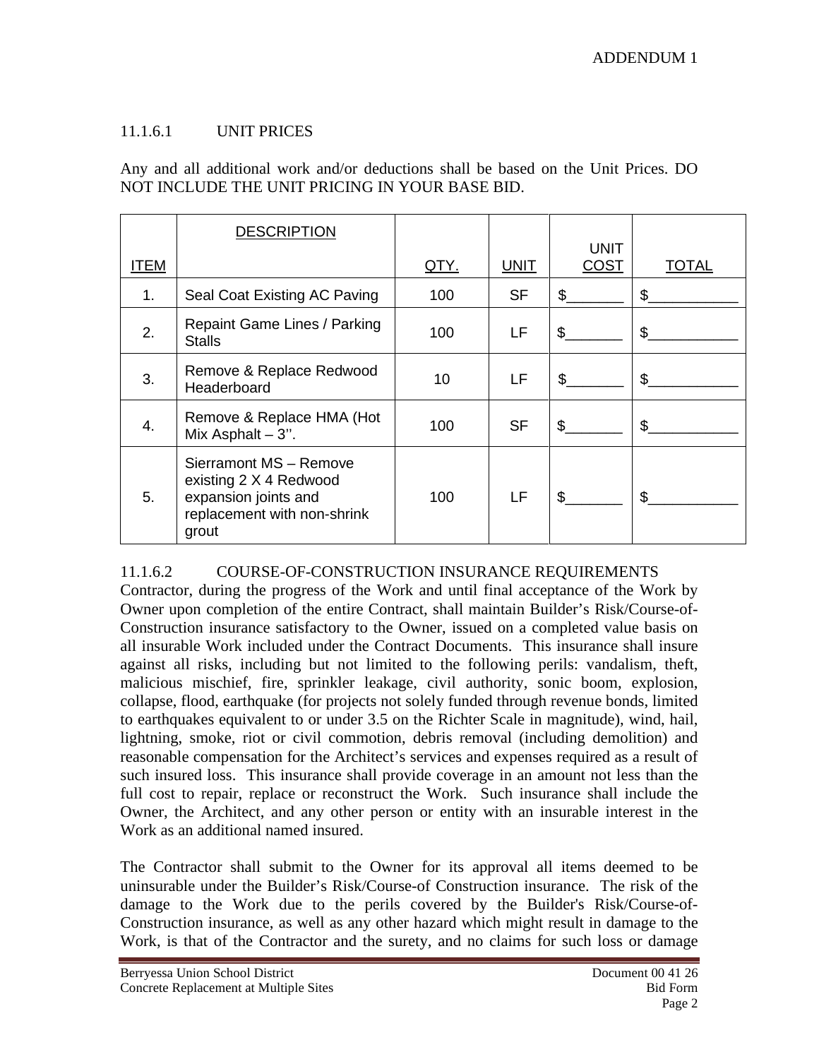## 11.1.6.1 UNIT PRICES

Any and all additional work and/or deductions shall be based on the Unit Prices. DO NOT INCLUDE THE UNIT PRICING IN YOUR BASE BID.

| ITEM | DESCRIPTION | QTY. | UNIT | UNIT COST | TOTAL |
|---|---|---|---|---|---|
| 1. | Seal Coat Existing AC Paving | 100 | SF | $_______ | $___________ |
| 2. | Repaint Game Lines / Parking Stalls | 100 | LF | $_______ | $___________ |
| 3. | Remove & Replace Redwood Headerboard | 10 | LF | $_______ | $___________ |
| 4. | Remove & Replace HMA (Hot Mix Asphalt – 3''. | 100 | SF | $_______ | $___________ |
| 5. | Sierramont MS – Remove existing 2 X 4 Redwood expansion joints and replacement with non-shrink grout | 100 | LF | $_______ | $___________ |

## 11.1.6.2 COURSE-OF-CONSTRUCTION INSURANCE REQUIREMENTS

Contractor, during the progress of the Work and until final acceptance of the Work by Owner upon completion of the entire Contract, shall maintain Builder's Risk/Course-of-Construction insurance satisfactory to the Owner, issued on a completed value basis on all insurable Work included under the Contract Documents. This insurance shall insure against all risks, including but not limited to the following perils: vandalism, theft, malicious mischief, fire, sprinkler leakage, civil authority, sonic boom, explosion, collapse, flood, earthquake (for projects not solely funded through revenue bonds, limited to earthquakes equivalent to or under 3.5 on the Richter Scale in magnitude), wind, hail, lightning, smoke, riot or civil commotion, debris removal (including demolition) and reasonable compensation for the Architect's services and expenses required as a result of such insured loss. This insurance shall provide coverage in an amount not less than the full cost to repair, replace or reconstruct the Work. Such insurance shall include the Owner, the Architect, and any other person or entity with an insurable interest in the Work as an additional named insured.

The Contractor shall submit to the Owner for its approval all items deemed to be uninsurable under the Builder's Risk/Course-of Construction insurance. The risk of the damage to the Work due to the perils covered by the Builder's Risk/Course-of-Construction insurance, as well as any other hazard which might result in damage to the Work, is that of the Contractor and the surety, and no claims for such loss or damage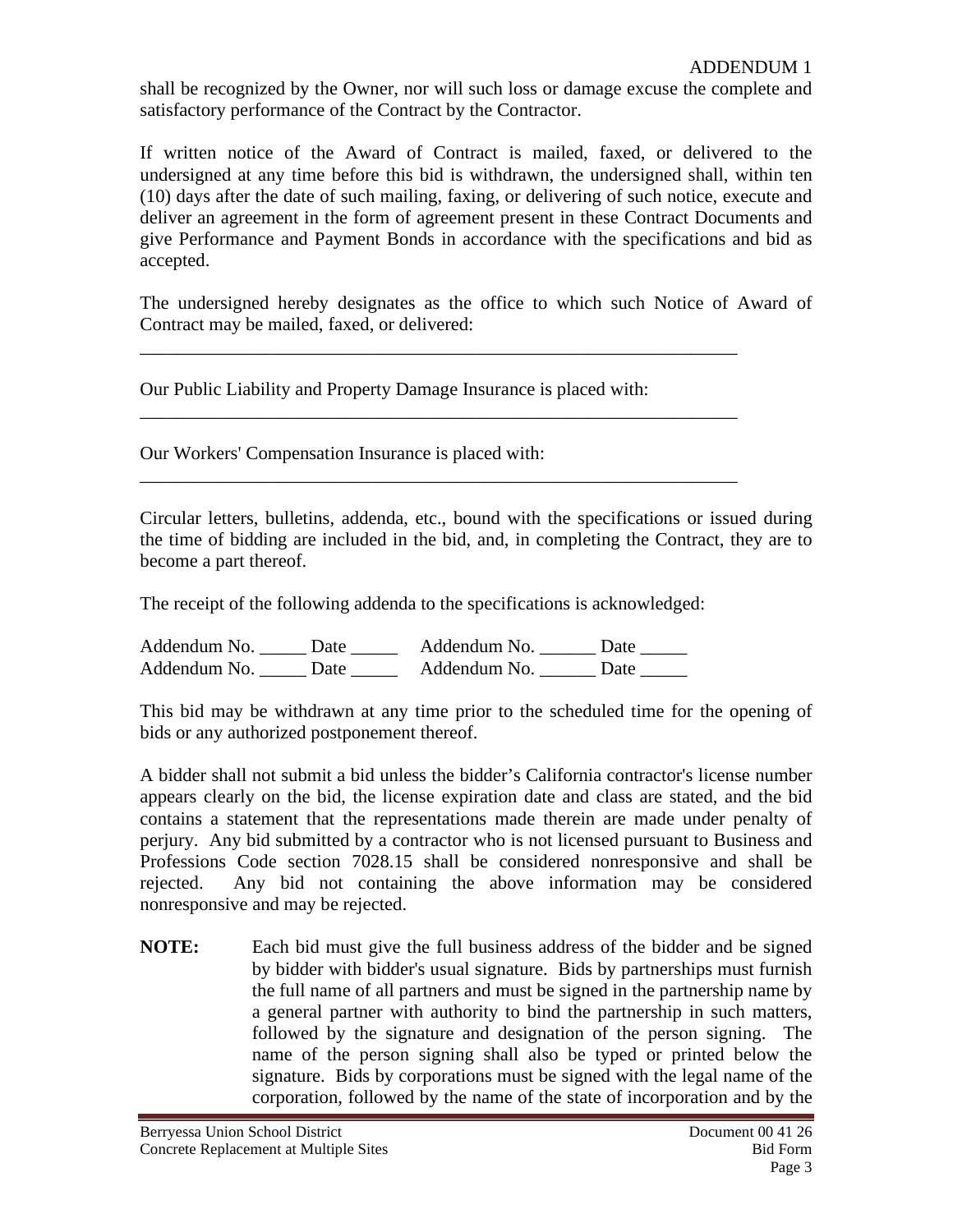shall be recognized by the Owner, nor will such loss or damage excuse the complete and satisfactory performance of the Contract by the Contractor.

If written notice of the Award of Contract is mailed, faxed, or delivered to the undersigned at any time before this bid is withdrawn, the undersigned shall, within ten (10) days after the date of such mailing, faxing, or delivering of such notice, execute and deliver an agreement in the form of agreement present in these Contract Documents and give Performance and Payment Bonds in accordance with the specifications and bid as accepted.

The undersigned hereby designates as the office to which such Notice of Award of Contract may be mailed, faxed, or delivered:

_________________________________________________________________

Our Public Liability and Property Damage Insurance is placed with:

_________________________________________________________________

Our Workers' Compensation Insurance is placed with:

_________________________________________________________________

Circular letters, bulletins, addenda, etc., bound with the specifications or issued during the time of bidding are included in the bid, and, in completing the Contract, they are to become a part thereof.

The receipt of the following addenda to the specifications is acknowledged:

Addendum No. _____ Date _____ Addendum No. ______ Date _____
Addendum No. _____ Date _____ Addendum No. ______ Date _____

This bid may be withdrawn at any time prior to the scheduled time for the opening of bids or any authorized postponement thereof.

A bidder shall not submit a bid unless the bidder's California contractor's license number appears clearly on the bid, the license expiration date and class are stated, and the bid contains a statement that the representations made therein are made under penalty of perjury. Any bid submitted by a contractor who is not licensed pursuant to Business and Professions Code section 7028.15 shall be considered nonresponsive and shall be rejected. Any bid not containing the above information may be considered nonresponsive and may be rejected.

**NOTE:** Each bid must give the full business address of the bidder and be signed by bidder with bidder's usual signature. Bids by partnerships must furnish the full name of all partners and must be signed in the partnership name by a general partner with authority to bind the partnership in such matters, followed by the signature and designation of the person signing. The name of the person signing shall also be typed or printed below the signature. Bids by corporations must be signed with the legal name of the corporation, followed by the name of the state of incorporation and by the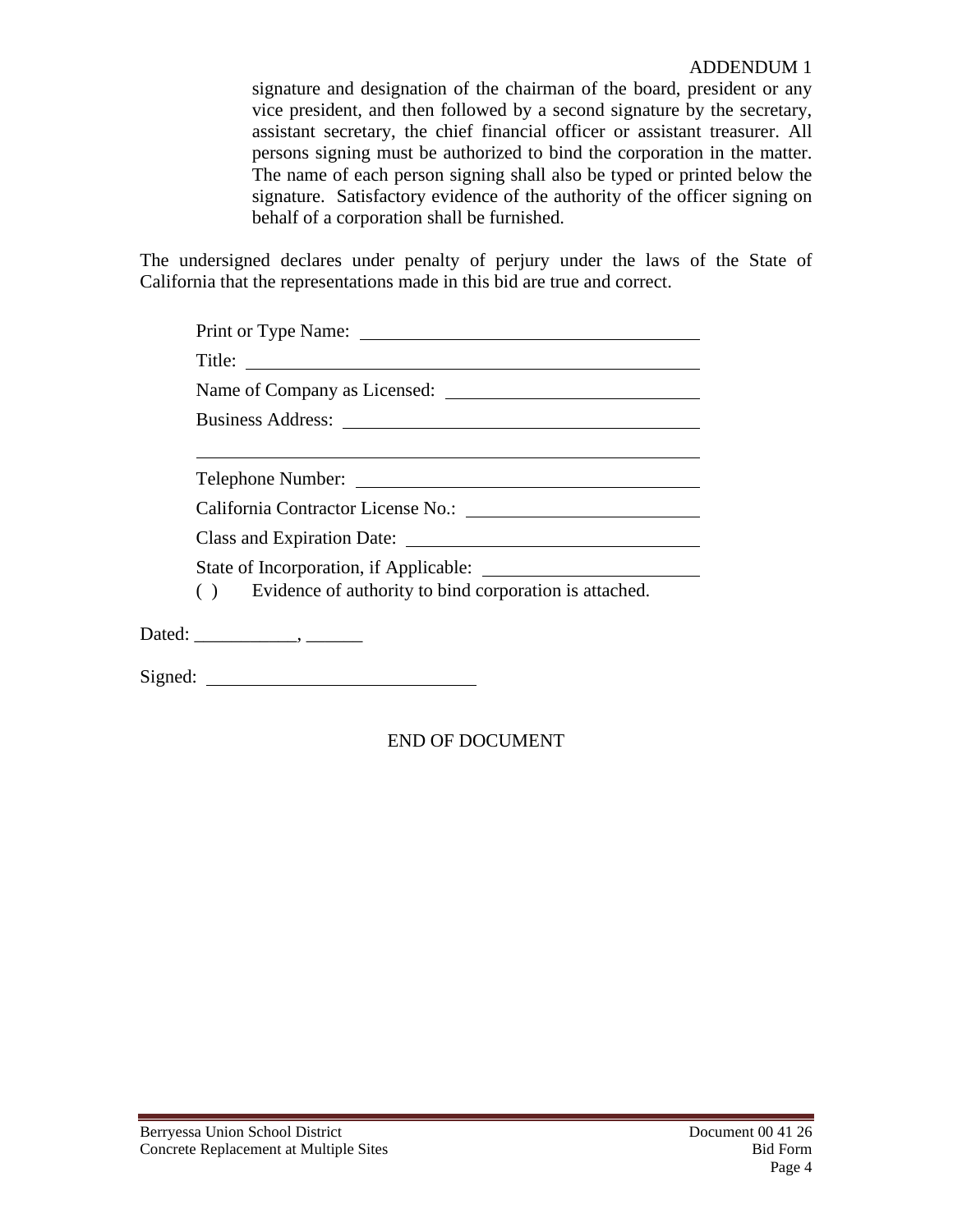signature and designation of the chairman of the board, president or any vice president, and then followed by a second signature by the secretary, assistant secretary, the chief financial officer or assistant treasurer. All persons signing must be authorized to bind the corporation in the matter. The name of each person signing shall also be typed or printed below the signature. Satisfactory evidence of the authority of the officer signing on behalf of a corporation shall be furnished.

The undersigned declares under penalty of perjury under the laws of the State of California that the representations made in this bid are true and correct.

Print or Type Name: ____________________________________

Title: ____________________________________

Name of Company as Licensed: ____________________________________

Business Address: ____________________________________

____________________________________

Telephone Number: ____________________________________

California Contractor License No.: ____________________________________

Class and Expiration Date: ____________________________________

State of Incorporation, if Applicable: ____________________________________

( ) Evidence of authority to bind corporation is attached.

Dated: ___________, ______

Signed: ____________________________

END OF DOCUMENT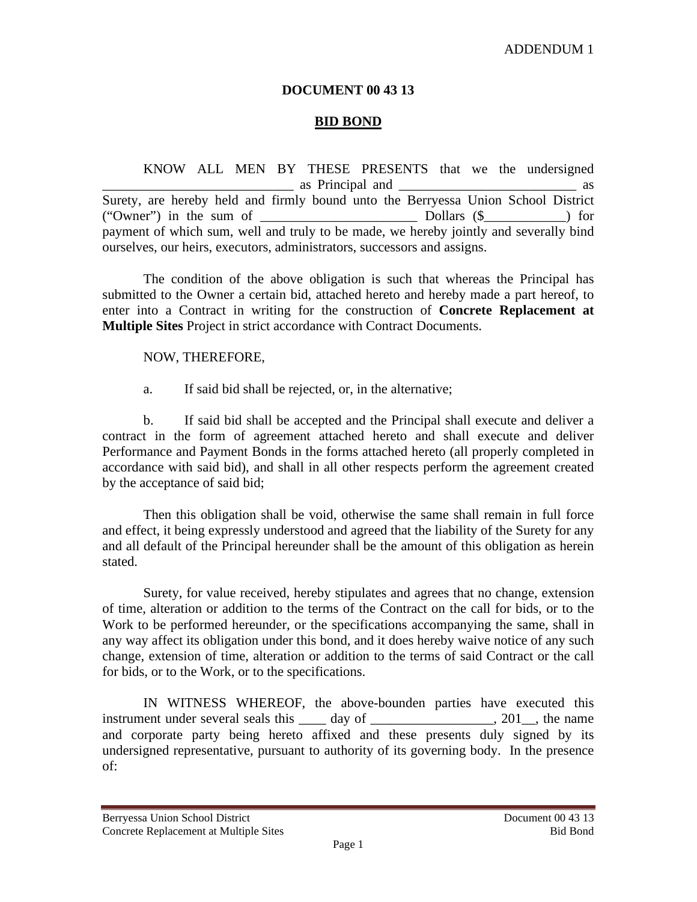ADDENDUM 1

# DOCUMENT 00 43 13

## BID BOND

KNOW ALL MEN BY THESE PRESENTS that we the undersigned ____________________________ as Principal and __________________________ as Surety, are hereby held and firmly bound unto the Berryessa Union School District ("Owner") in the sum of _______________________ Dollars ($____________) for payment of which sum, well and truly to be made, we hereby jointly and severally bind ourselves, our heirs, executors, administrators, successors and assigns.

The condition of the above obligation is such that whereas the Principal has submitted to the Owner a certain bid, attached hereto and hereby made a part hereof, to enter into a Contract in writing for the construction of **Concrete Replacement at Multiple Sites** Project in strict accordance with Contract Documents.

NOW, THEREFORE,

a. If said bid shall be rejected, or, in the alternative;

b. If said bid shall be accepted and the Principal shall execute and deliver a contract in the form of agreement attached hereto and shall execute and deliver Performance and Payment Bonds in the forms attached hereto (all properly completed in accordance with said bid), and shall in all other respects perform the agreement created by the acceptance of said bid;

Then this obligation shall be void, otherwise the same shall remain in full force and effect, it being expressly understood and agreed that the liability of the Surety for any and all default of the Principal hereunder shall be the amount of this obligation as herein stated.

Surety, for value received, hereby stipulates and agrees that no change, extension of time, alteration or addition to the terms of the Contract on the call for bids, or to the Work to be performed hereunder, or the specifications accompanying the same, shall in any way affect its obligation under this bond, and it does hereby waive notice of any such change, extension of time, alteration or addition to the terms of said Contract or the call for bids, or to the Work, or to the specifications.

IN WITNESS WHEREOF, the above-bounden parties have executed this instrument under several seals this ____ day of __________________, 201__, the name and corporate party being hereto affixed and these presents duly signed by its undersigned representative, pursuant to authority of its governing body. In the presence of: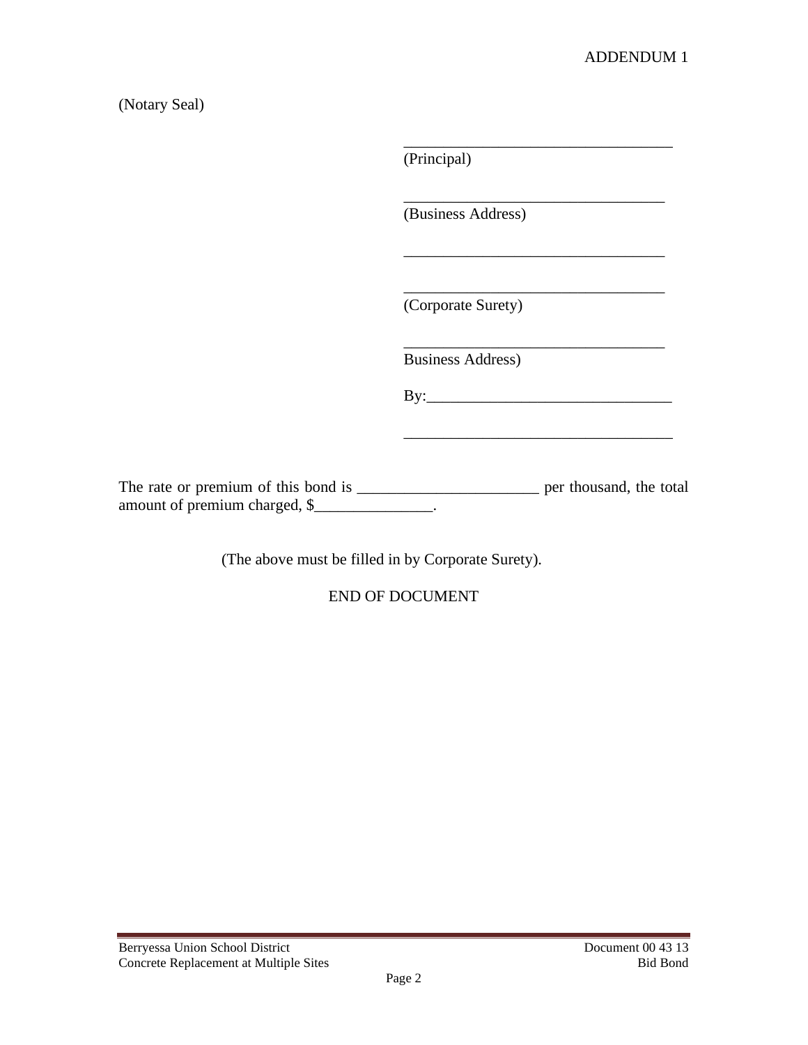ADDENDUM 1

(Notary Seal)

__________________________________
(Principal)

_________________________________
(Business Address)

_________________________________

_________________________________
(Corporate Surety)

_________________________________
Business Address)

By:_______________________________

__________________________________

The rate or premium of this bond is _______________________ per thousand, the total amount of premium charged, $_______________.

(The above must be filled in by Corporate Surety).

END OF DOCUMENT